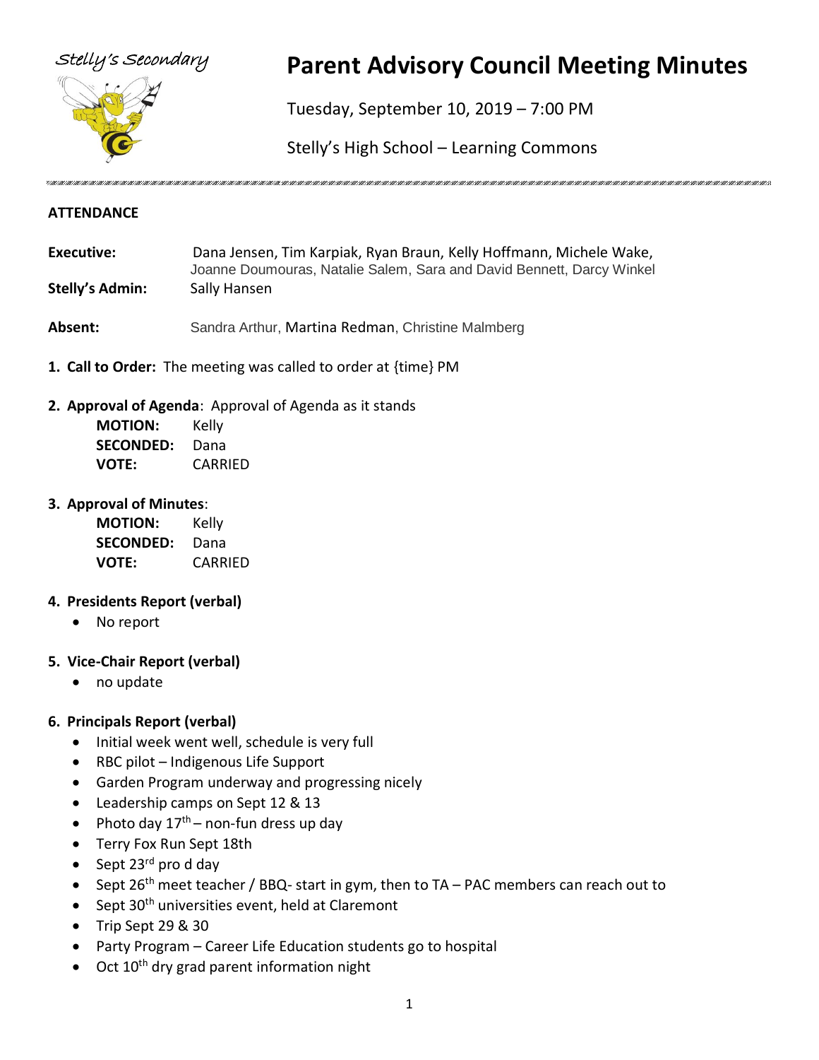Stelly's Secondary

# Parent Advisory Council Meeting Minutes

Tuesday, September 10, 2019 – 7:00 PM

Stelly's High School – Learning Commons

## ATTENDANCE

**Executive:** Dana Jensen, Tim Karpiak, Ryan Braun, Kelly Hoffmann, Michele Wake, Joanne Doumouras, Natalie Salem, Sara and David Bennett, Darcy Winkel

**Stelly's Admin:** Sally Hansen

**Absent:** Sandra Arthur, Martina Redman, Christine Malmberg

1. **Call to Order:** The meeting was called to order at {time} PM

2. **Approval of Agenda**: Approval of Agenda as it stands

   **MOTION:** Kelly
   **SECONDED:** Dana
   **VOTE:** CARRIED

3. **Approval of Minutes**:

   **MOTION:** Kelly
   **SECONDED:** Dana
   **VOTE:** CARRIED

4. **Presidents Report (verbal)**
   - No report

5. **Vice-Chair Report (verbal)**
   - no update

6. **Principals Report (verbal)**
   - Initial week went well, schedule is very full
   - RBC pilot – Indigenous Life Support
   - Garden Program underway and progressing nicely
   - Leadership camps on Sept 12 & 13
   - Photo day 17th – non-fun dress up day
   - Terry Fox Run Sept 18th
   - Sept 23rd pro d day
   - Sept 26th meet teacher / BBQ- start in gym, then to TA – PAC members can reach out to
   - Sept 30th universities event, held at Claremont
   - Trip Sept 29 & 30
   - Party Program – Career Life Education students go to hospital
   - Oct 10th dry grad parent information night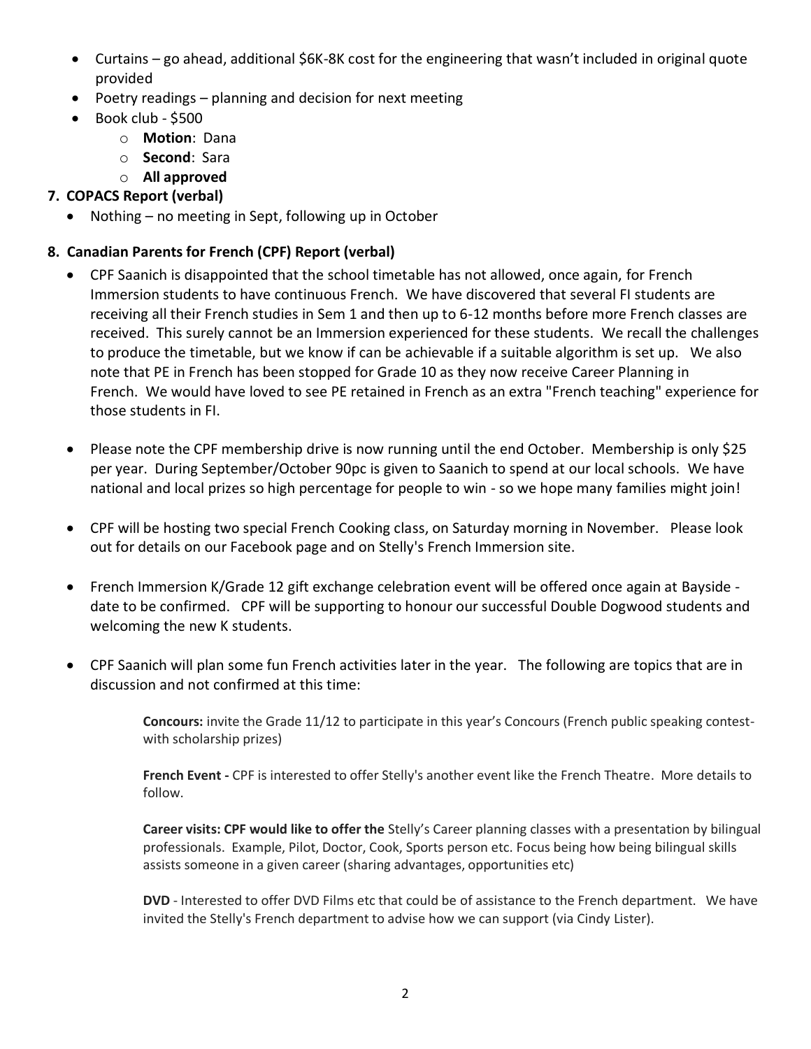- Curtains – go ahead, additional $6K-8K cost for the engineering that wasn't included in original quote provided
- Poetry readings – planning and decision for next meeting
- Book club - $500
    - **Motion**: Dana
    - **Second**: Sara
    - **All approved**

**7. COPACS Report (verbal)**

- Nothing – no meeting in Sept, following up in October

**8. Canadian Parents for French (CPF) Report (verbal)**

- CPF Saanich is disappointed that the school timetable has not allowed, once again, for French Immersion students to have continuous French. We have discovered that several FI students are receiving all their French studies in Sem 1 and then up to 6-12 months before more French classes are received. This surely cannot be an Immersion experienced for these students. We recall the challenges to produce the timetable, but we know if can be achievable if a suitable algorithm is set up. We also note that PE in French has been stopped for Grade 10 as they now receive Career Planning in French. We would have loved to see PE retained in French as an extra "French teaching" experience for those students in FI.

- Please note the CPF membership drive is now running until the end October. Membership is only $25 per year. During September/October 90pc is given to Saanich to spend at our local schools. We have national and local prizes so high percentage for people to win - so we hope many families might join!

- CPF will be hosting two special French Cooking class, on Saturday morning in November. Please look out for details on our Facebook page and on Stelly's French Immersion site.

- French Immersion K/Grade 12 gift exchange celebration event will be offered once again at Bayside - date to be confirmed. CPF will be supporting to honour our successful Double Dogwood students and welcoming the new K students.

- CPF Saanich will plan some fun French activities later in the year. The following are topics that are in discussion and not confirmed at this time:

    **Concours:** invite the Grade 11/12 to participate in this year's Concours (French public speaking contest- with scholarship prizes)

    **French Event -** CPF is interested to offer Stelly's another event like the French Theatre. More details to follow.

    **Career visits: CPF would like to offer the** Stelly's Career planning classes with a presentation by bilingual professionals. Example, Pilot, Doctor, Cook, Sports person etc. Focus being how being bilingual skills assists someone in a given career (sharing advantages, opportunities etc)

    **DVD** - Interested to offer DVD Films etc that could be of assistance to the French department. We have invited the Stelly's French department to advise how we can support (via Cindy Lister).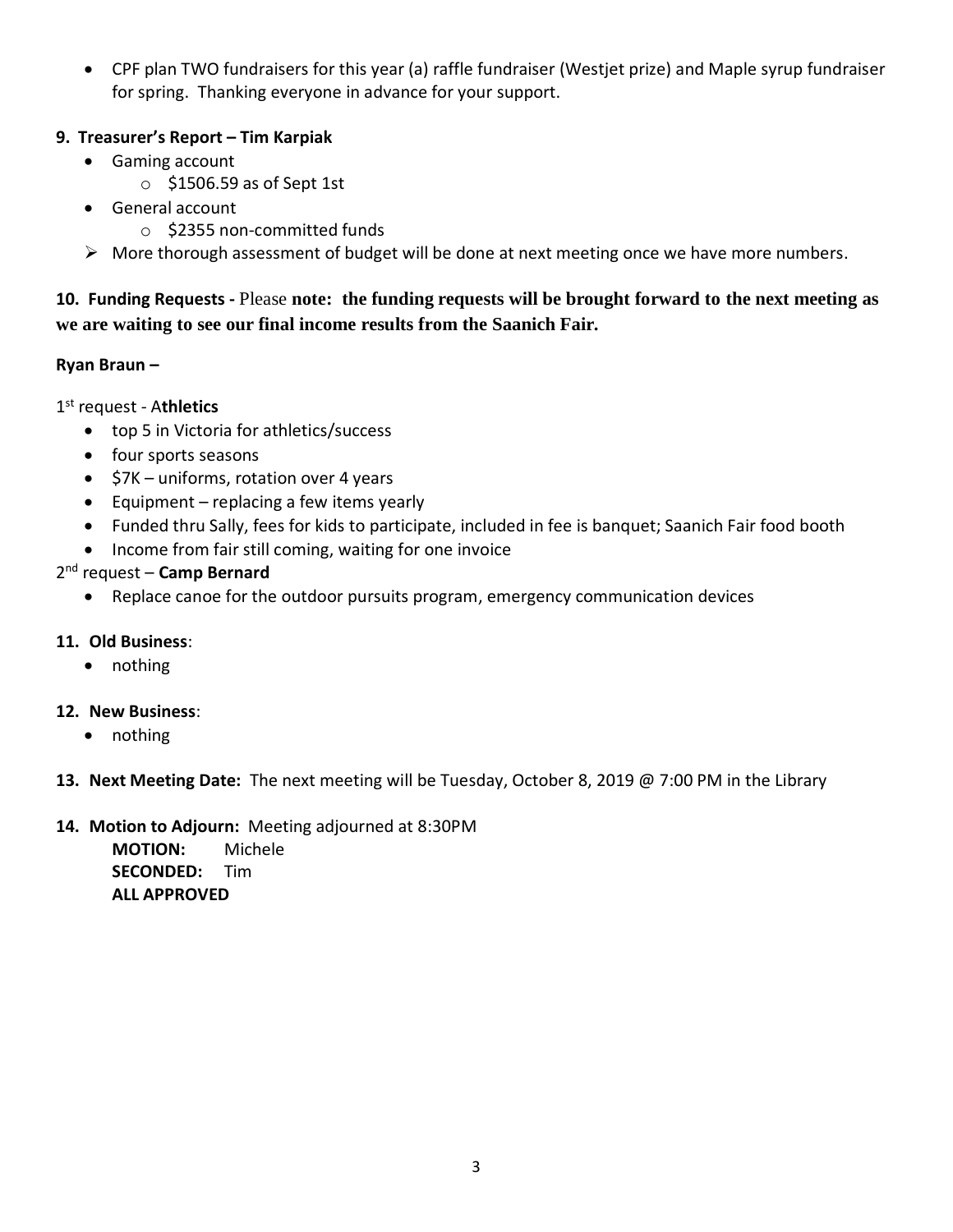- CPF plan TWO fundraisers for this year (a) raffle fundraiser (Westjet prize) and Maple syrup fundraiser for spring. Thanking everyone in advance for your support.

**9. Treasurer's Report – Tim Karpiak**

- Gaming account
  - $1506.59 as of Sept 1st
- General account
  - $2355 non-committed funds

➢ More thorough assessment of budget will be done at next meeting once we have more numbers.

**10. Funding Requests -** Please **note: the funding requests will be brought forward to the next meeting as we are waiting to see our final income results from the Saanich Fair.**

**Ryan Braun –**

1st request - A**thletics**

- top 5 in Victoria for athletics/success
- four sports seasons
- $7K – uniforms, rotation over 4 years
- Equipment – replacing a few items yearly
- Funded thru Sally, fees for kids to participate, included in fee is banquet; Saanich Fair food booth
- Income from fair still coming, waiting for one invoice

2nd request – **Camp Bernard**

- Replace canoe for the outdoor pursuits program, emergency communication devices

**11. Old Business**:

- nothing

**12. New Business**:

- nothing

**13. Next Meeting Date:** The next meeting will be Tuesday, October 8, 2019 @ 7:00 PM in the Library

**14. Motion to Adjourn:** Meeting adjourned at 8:30PM

**MOTION:** Michele
**SECONDED:** Tim
**ALL APPROVED**